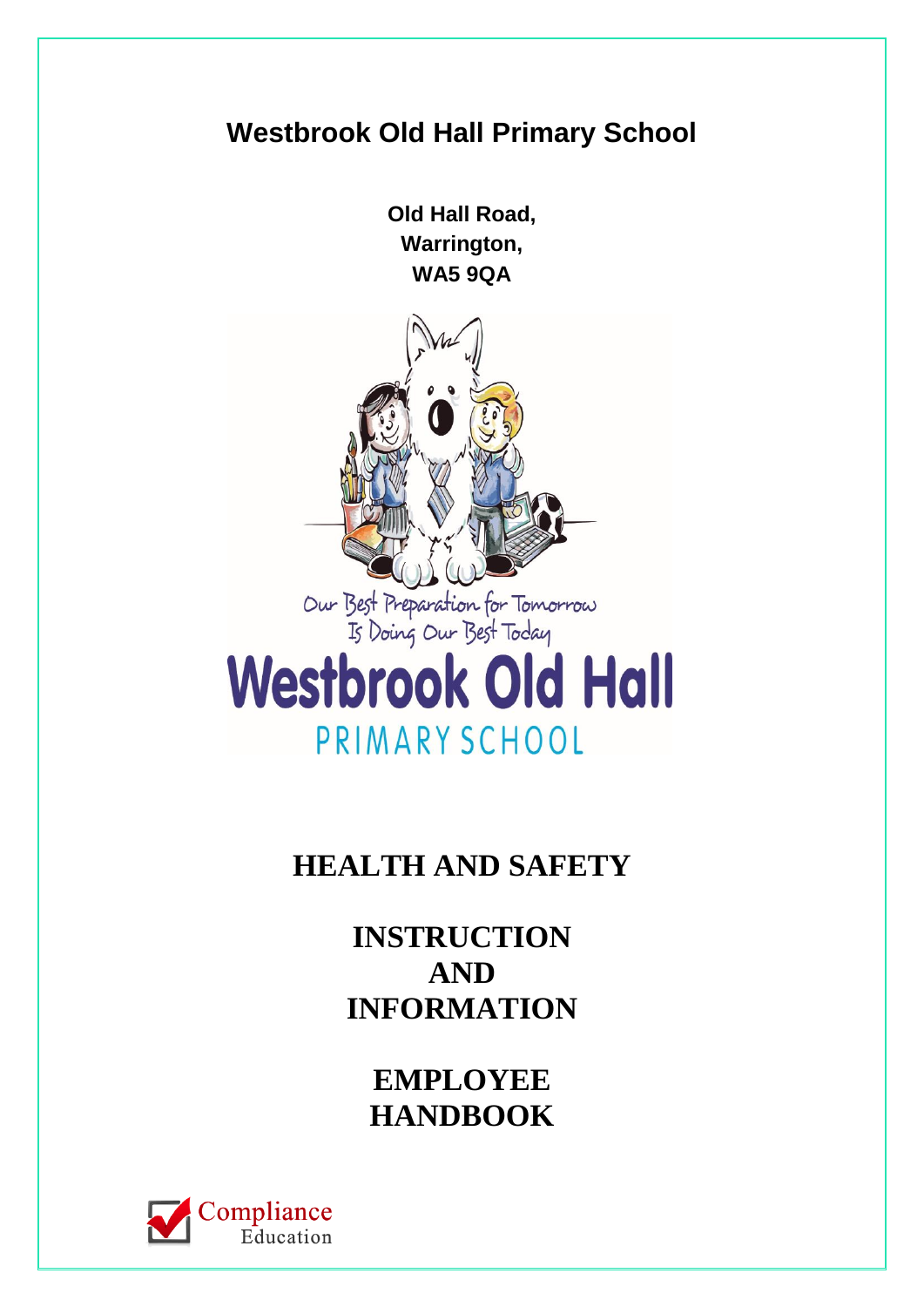# Westbrook Old Hall Primary School

**Old Hall Road,**
**Warrington,**
**WA5 9QA**

Our Best Preparation for Tomorrow Is Doing Our Best Today

Westbrook Old Hall

PRIMARY SCHOOL

## HEALTH AND SAFETY

## INSTRUCTION AND INFORMATION

## EMPLOYEE HANDBOOK

Compliance Education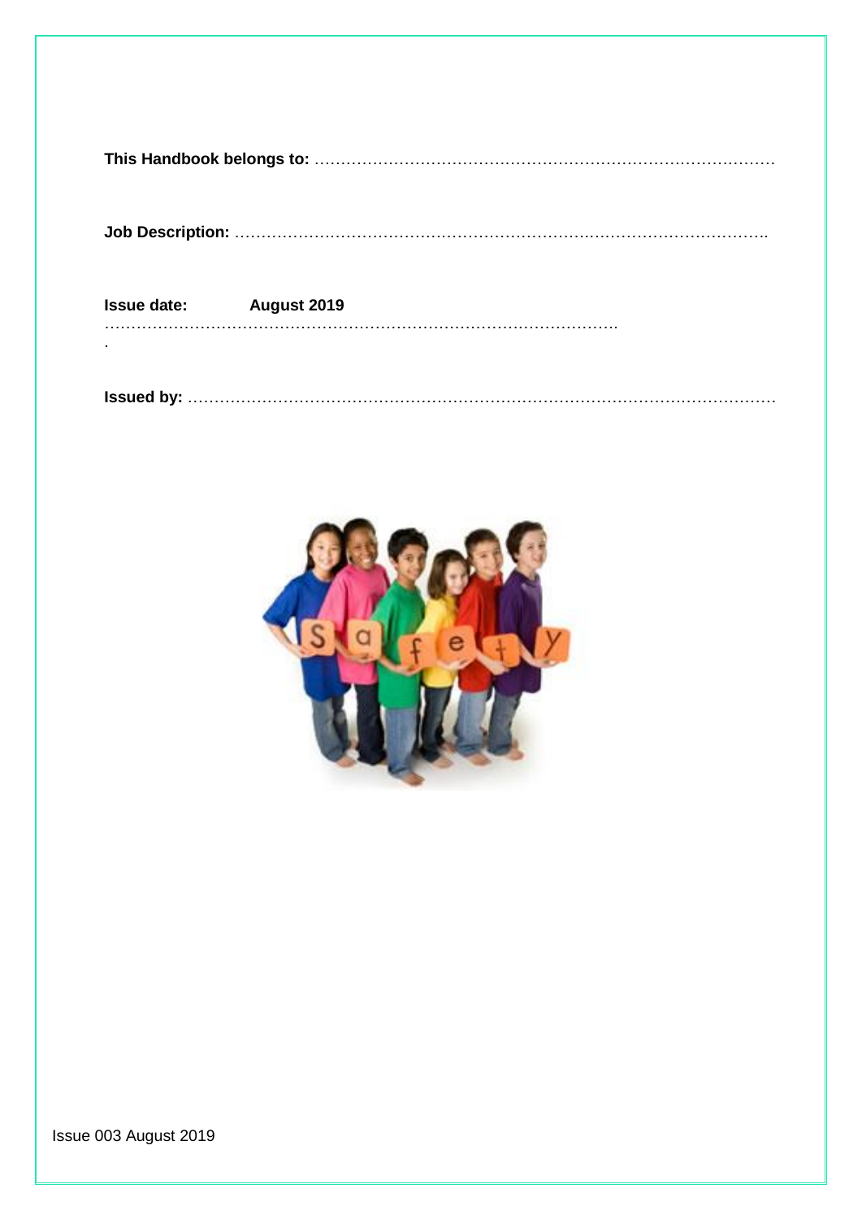**This Handbook belongs to:** ……………………………………………………………………………

**Job Description:** …………………………………………………………………………………….

**Issue date:** **August 2019**
……………………………………………………………………………………….
.

**Issued by:** ……………………………………………………………………………………………

Issue 003 August 2019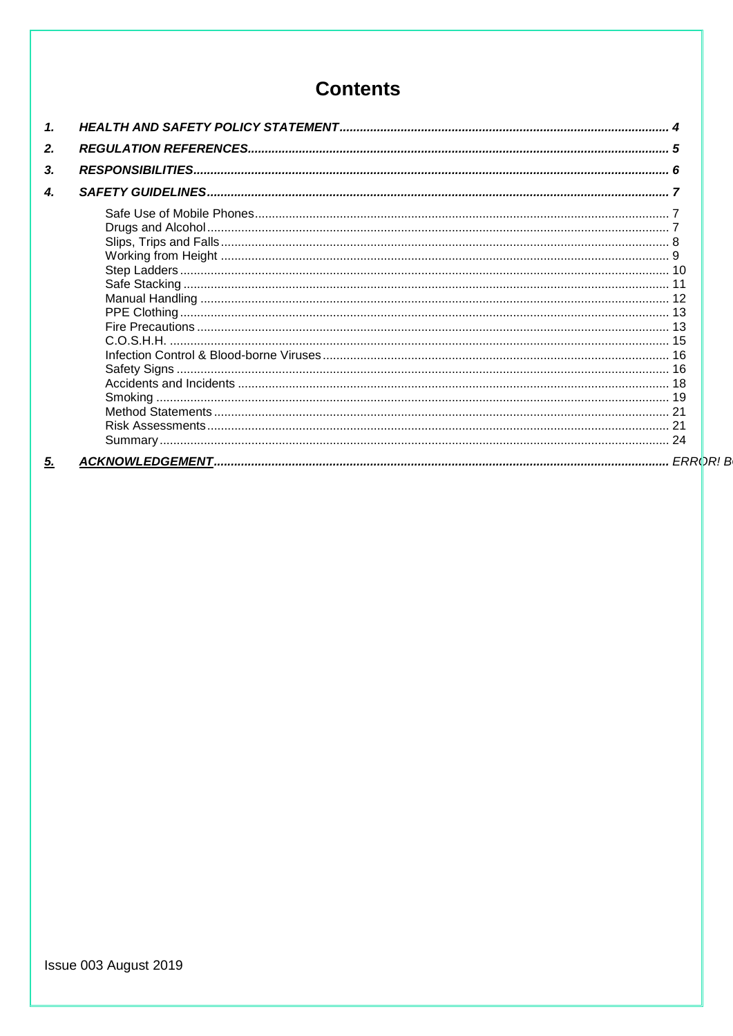# Contents

1. ***HEALTH AND SAFETY POLICY STATEMENT*** ........ 4
2. ***REGULATION REFERENCES*** ........ 5
3. ***RESPONSIBILITIES*** ........ 6
4. ***SAFETY GUIDELINES*** ........ 7
   - Safe Use of Mobile Phones ........ 7
   - Drugs and Alcohol ........ 7
   - Slips, Trips and Falls ........ 8
   - Working from Height ........ 9
   - Step Ladders ........ 10
   - Safe Stacking ........ 11
   - Manual Handling ........ 12
   - PPE Clothing ........ 13
   - Fire Precautions ........ 13
   - C.O.S.H.H. ........ 15
   - Infection Control & Blood-borne Viruses ........ 16
   - Safety Signs ........ 16
   - Accidents and Incidents ........ 18
   - Smoking ........ 19
   - Method Statements ........ 21
   - Risk Assessments ........ 21
   - Summary ........ 24
5. ***ACKNOWLEDGEMENT*** ........ *ERROR! B*

Issue 003 August 2019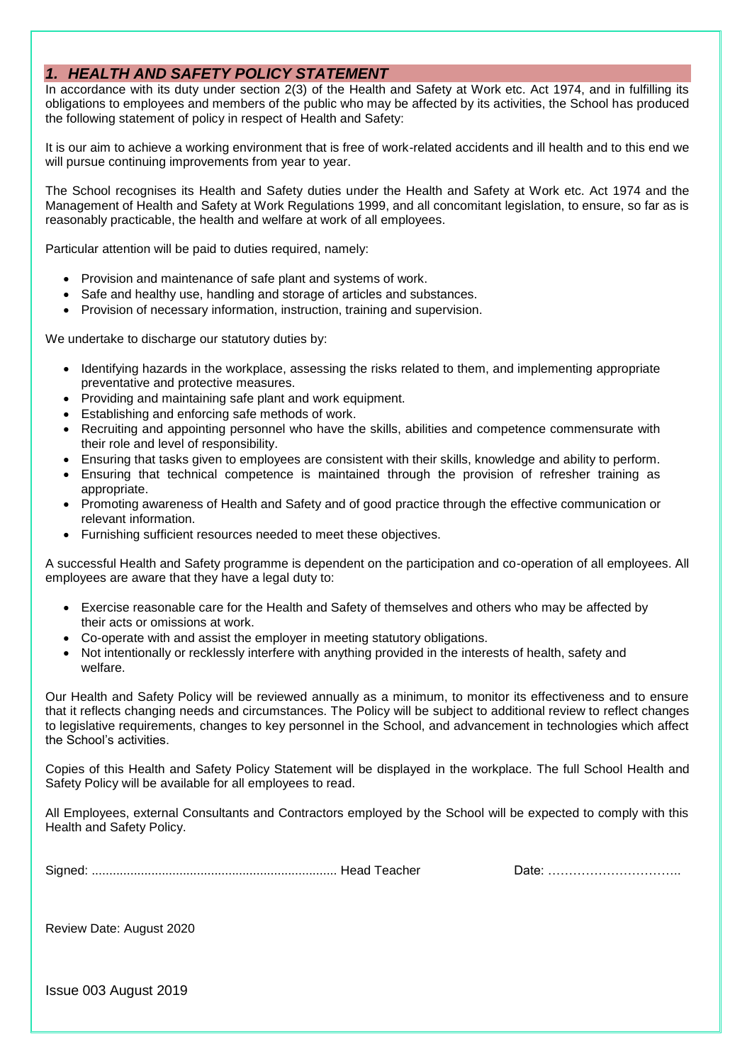## *1. HEALTH AND SAFETY POLICY STATEMENT*

In accordance with its duty under section 2(3) of the Health and Safety at Work etc. Act 1974, and in fulfilling its obligations to employees and members of the public who may be affected by its activities, the School has produced the following statement of policy in respect of Health and Safety:

It is our aim to achieve a working environment that is free of work-related accidents and ill health and to this end we will pursue continuing improvements from year to year.

The School recognises its Health and Safety duties under the Health and Safety at Work etc. Act 1974 and the Management of Health and Safety at Work Regulations 1999, and all concomitant legislation, to ensure, so far as is reasonably practicable, the health and welfare at work of all employees.

Particular attention will be paid to duties required, namely:

- Provision and maintenance of safe plant and systems of work.
- Safe and healthy use, handling and storage of articles and substances.
- Provision of necessary information, instruction, training and supervision.

We undertake to discharge our statutory duties by:

- Identifying hazards in the workplace, assessing the risks related to them, and implementing appropriate preventative and protective measures.
- Providing and maintaining safe plant and work equipment.
- Establishing and enforcing safe methods of work.
- Recruiting and appointing personnel who have the skills, abilities and competence commensurate with their role and level of responsibility.
- Ensuring that tasks given to employees are consistent with their skills, knowledge and ability to perform.
- Ensuring that technical competence is maintained through the provision of refresher training as appropriate.
- Promoting awareness of Health and Safety and of good practice through the effective communication or relevant information.
- Furnishing sufficient resources needed to meet these objectives.

A successful Health and Safety programme is dependent on the participation and co-operation of all employees. All employees are aware that they have a legal duty to:

- Exercise reasonable care for the Health and Safety of themselves and others who may be affected by their acts or omissions at work.
- Co-operate with and assist the employer in meeting statutory obligations.
- Not intentionally or recklessly interfere with anything provided in the interests of health, safety and welfare.

Our Health and Safety Policy will be reviewed annually as a minimum, to monitor its effectiveness and to ensure that it reflects changing needs and circumstances. The Policy will be subject to additional review to reflect changes to legislative requirements, changes to key personnel in the School, and advancement in technologies which affect the School's activities.

Copies of this Health and Safety Policy Statement will be displayed in the workplace. The full School Health and Safety Policy will be available for all employees to read.

All Employees, external Consultants and Contractors employed by the School will be expected to comply with this Health and Safety Policy.

Signed: ...................................................................... Head Teacher                    Date: …………………………..

Review Date: August 2020

Issue 003 August 2019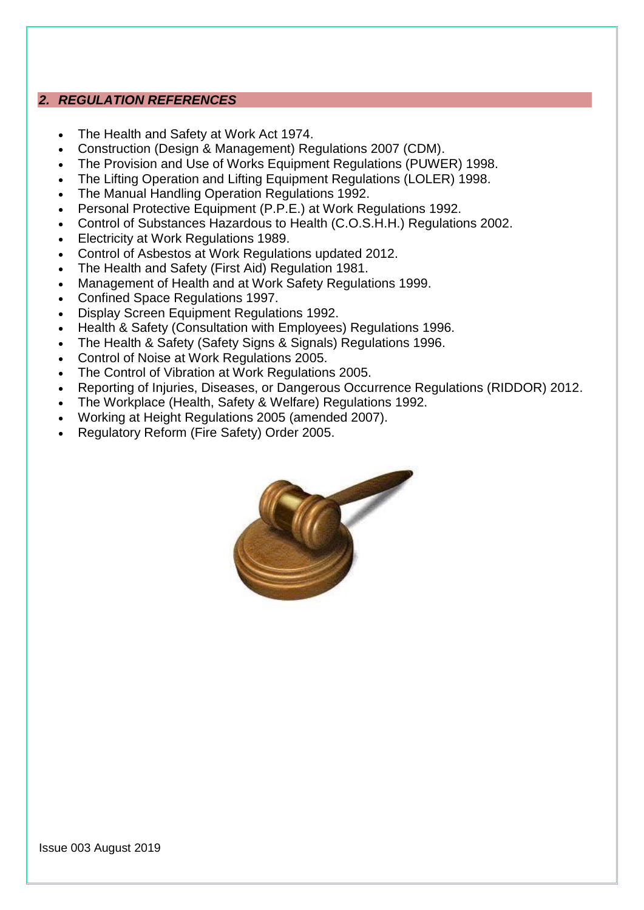## *2. REGULATION REFERENCES*

- The Health and Safety at Work Act 1974.
- Construction (Design & Management) Regulations 2007 (CDM).
- The Provision and Use of Works Equipment Regulations (PUWER) 1998.
- The Lifting Operation and Lifting Equipment Regulations (LOLER) 1998.
- The Manual Handling Operation Regulations 1992.
- Personal Protective Equipment (P.P.E.) at Work Regulations 1992.
- Control of Substances Hazardous to Health (C.O.S.H.H.) Regulations 2002.
- Electricity at Work Regulations 1989.
- Control of Asbestos at Work Regulations updated 2012.
- The Health and Safety (First Aid) Regulation 1981.
- Management of Health and at Work Safety Regulations 1999.
- Confined Space Regulations 1997.
- Display Screen Equipment Regulations 1992.
- Health & Safety (Consultation with Employees) Regulations 1996.
- The Health & Safety (Safety Signs & Signals) Regulations 1996.
- Control of Noise at Work Regulations 2005.
- The Control of Vibration at Work Regulations 2005.
- Reporting of Injuries, Diseases, or Dangerous Occurrence Regulations (RIDDOR) 2012.
- The Workplace (Health, Safety & Welfare) Regulations 1992.
- Working at Height Regulations 2005 (amended 2007).
- Regulatory Reform (Fire Safety) Order 2005.

Issue 003 August 2019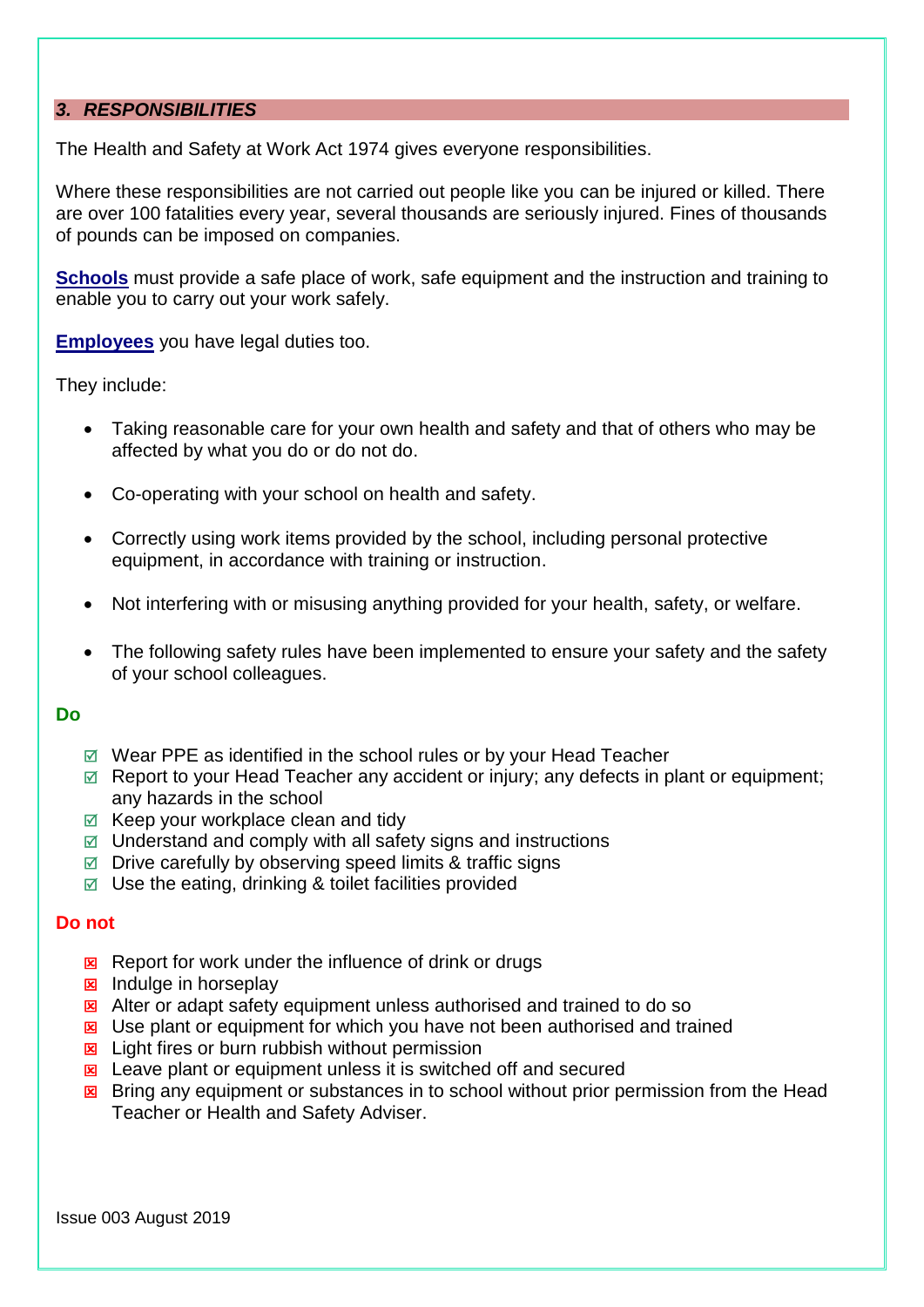## *3. RESPONSIBILITIES*

The Health and Safety at Work Act 1974 gives everyone responsibilities.

Where these responsibilities are not carried out people like you can be injured or killed. There are over 100 fatalities every year, several thousands are seriously injured. Fines of thousands of pounds can be imposed on companies.

**Schools** must provide a safe place of work, safe equipment and the instruction and training to enable you to carry out your work safely.

**Employees** you have legal duties too.

They include:

- Taking reasonable care for your own health and safety and that of others who may be affected by what you do or do not do.
- Co-operating with your school on health and safety.
- Correctly using work items provided by the school, including personal protective equipment, in accordance with training or instruction.
- Not interfering with or misusing anything provided for your health, safety, or welfare.
- The following safety rules have been implemented to ensure your safety and the safety of your school colleagues.

**Do**

- ☑ Wear PPE as identified in the school rules or by your Head Teacher
- ☑ Report to your Head Teacher any accident or injury; any defects in plant or equipment; any hazards in the school
- ☑ Keep your workplace clean and tidy
- ☑ Understand and comply with all safety signs and instructions
- ☑ Drive carefully by observing speed limits & traffic signs
- ☑ Use the eating, drinking & toilet facilities provided

**Do not**

- ☒ Report for work under the influence of drink or drugs
- ☒ Indulge in horseplay
- ☒ Alter or adapt safety equipment unless authorised and trained to do so
- ☒ Use plant or equipment for which you have not been authorised and trained
- ☒ Light fires or burn rubbish without permission
- ☒ Leave plant or equipment unless it is switched off and secured
- ☒ Bring any equipment or substances in to school without prior permission from the Head Teacher or Health and Safety Adviser.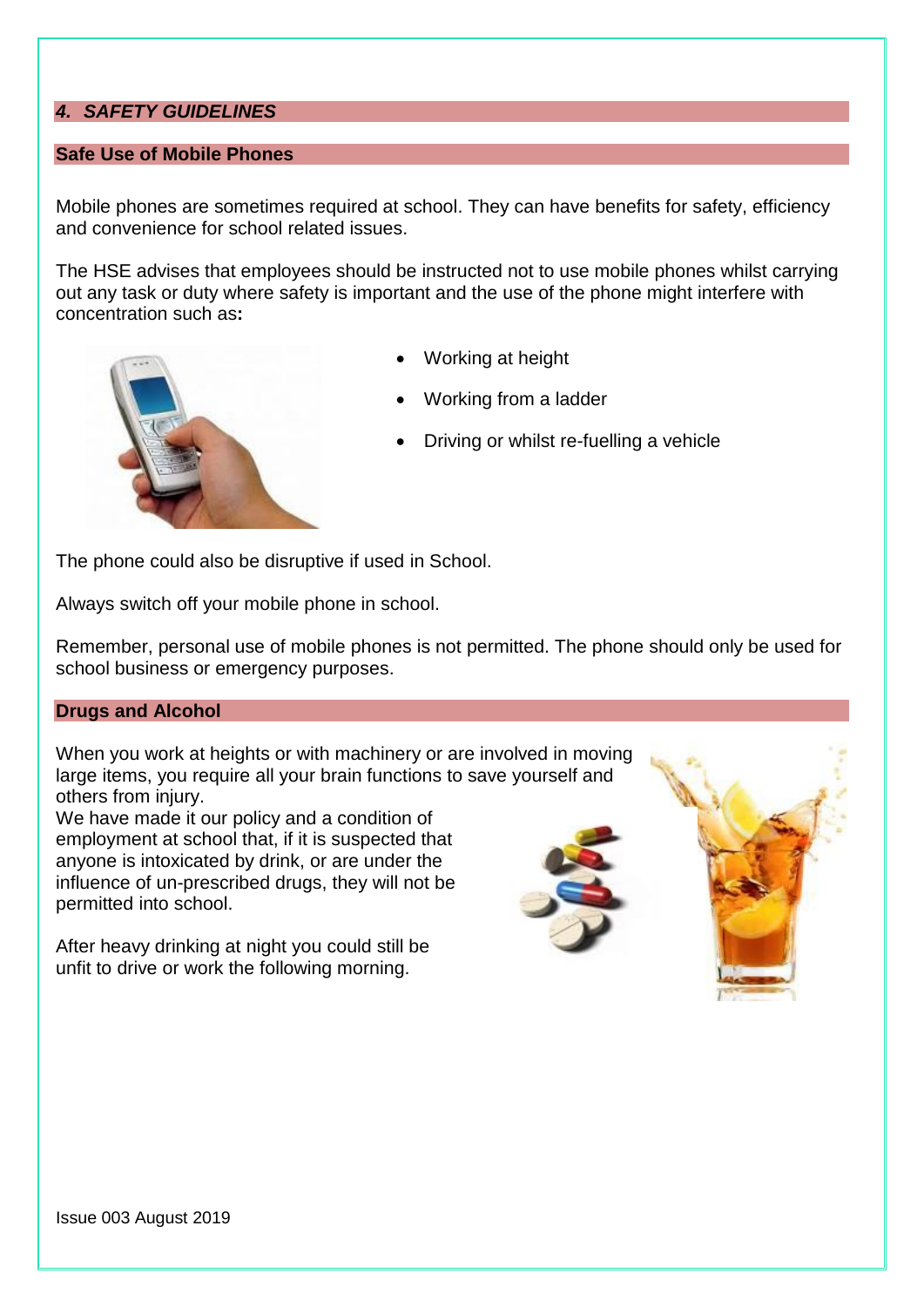## *4. SAFETY GUIDELINES*

### Safe Use of Mobile Phones

Mobile phones are sometimes required at school. They can have benefits for safety, efficiency and convenience for school related issues.

The HSE advises that employees should be instructed not to use mobile phones whilst carrying out any task or duty where safety is important and the use of the phone might interfere with concentration such as**:**

- Working at height
- Working from a ladder
- Driving or whilst re-fuelling a vehicle

The phone could also be disruptive if used in School.

Always switch off your mobile phone in school.

Remember, personal use of mobile phones is not permitted. The phone should only be used for school business or emergency purposes.

### Drugs and Alcohol

When you work at heights or with machinery or are involved in moving large items, you require all your brain functions to save yourself and others from injury.

We have made it our policy and a condition of employment at school that, if it is suspected that anyone is intoxicated by drink, or are under the influence of un-prescribed drugs, they will not be permitted into school.

After heavy drinking at night you could still be unfit to drive or work the following morning.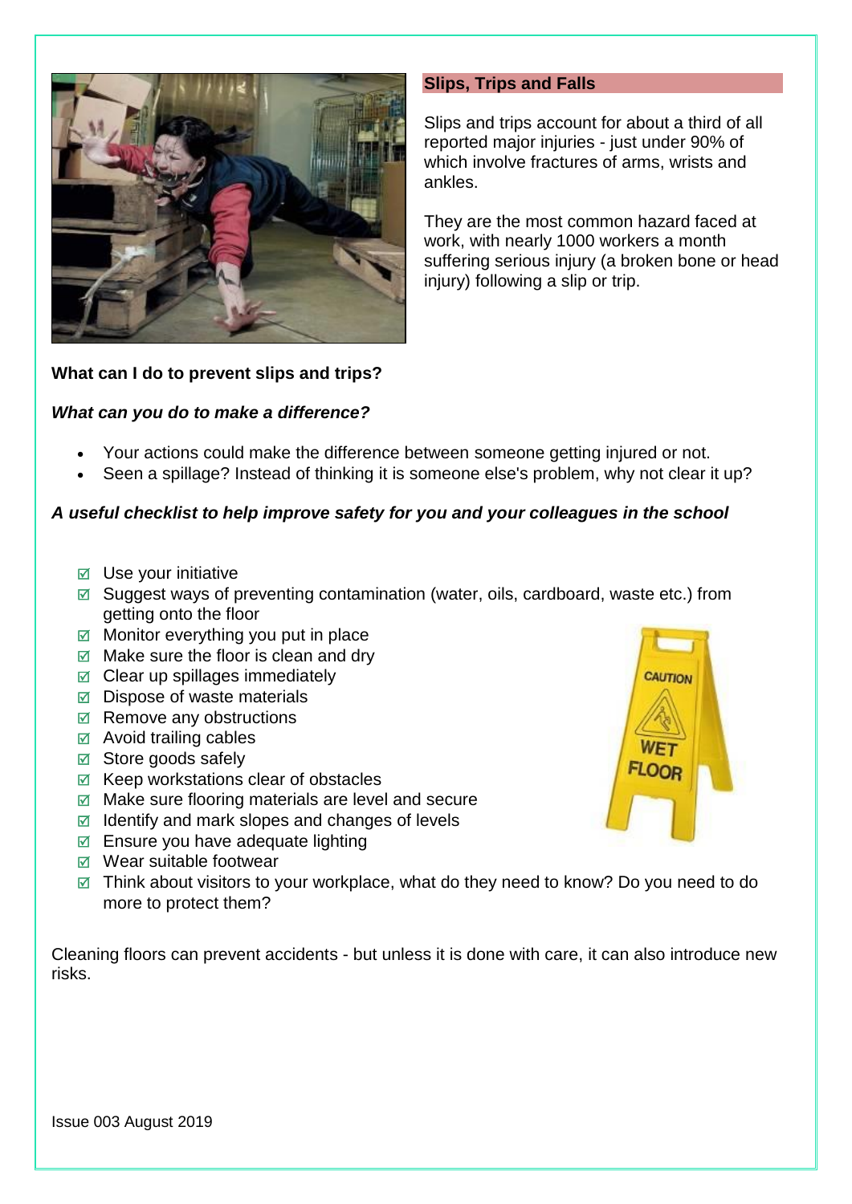## Slips, Trips and Falls

Slips and trips account for about a third of all reported major injuries - just under 90% of which involve fractures of arms, wrists and ankles.

They are the most common hazard faced at work, with nearly 1000 workers a month suffering serious injury (a broken bone or head injury) following a slip or trip.

**What can I do to prevent slips and trips?**

***What can you do to make a difference?***

- Your actions could make the difference between someone getting injured or not.
- Seen a spillage? Instead of thinking it is someone else's problem, why not clear it up?

***A useful checklist to help improve safety for you and your colleagues in the school***

- ☑ Use your initiative
- ☑ Suggest ways of preventing contamination (water, oils, cardboard, waste etc.) from getting onto the floor
- ☑ Monitor everything you put in place
- ☑ Make sure the floor is clean and dry
- ☑ Clear up spillages immediately
- ☑ Dispose of waste materials
- ☑ Remove any obstructions
- ☑ Avoid trailing cables
- ☑ Store goods safely
- ☑ Keep workstations clear of obstacles
- ☑ Make sure flooring materials are level and secure
- ☑ Identify and mark slopes and changes of levels
- ☑ Ensure you have adequate lighting
- ☑ Wear suitable footwear
- ☑ Think about visitors to your workplace, what do they need to know? Do you need to do more to protect them?

Cleaning floors can prevent accidents - but unless it is done with care, it can also introduce new risks.

Issue 003 August 2019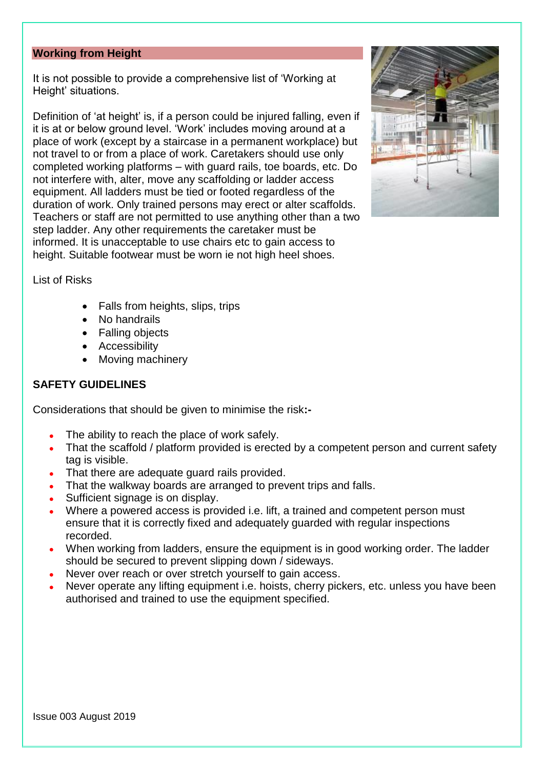## Working from Height

It is not possible to provide a comprehensive list of 'Working at Height' situations.

Definition of 'at height' is, if a person could be injured falling, even if it is at or below ground level. 'Work' includes moving around at a place of work (except by a staircase in a permanent workplace) but not travel to or from a place of work. Caretakers should use only completed working platforms – with guard rails, toe boards, etc. Do not interfere with, alter, move any scaffolding or ladder access equipment. All ladders must be tied or footed regardless of the duration of work. Only trained persons may erect or alter scaffolds. Teachers or staff are not permitted to use anything other than a two step ladder. Any other requirements the caretaker must be informed. It is unacceptable to use chairs etc to gain access to height. Suitable footwear must be worn ie not high heel shoes.

List of Risks

- Falls from heights, slips, trips
- No handrails
- Falling objects
- Accessibility
- Moving machinery

**SAFETY GUIDELINES**

Considerations that should be given to minimise the risk**:-**

- The ability to reach the place of work safely.
- That the scaffold / platform provided is erected by a competent person and current safety tag is visible.
- That there are adequate guard rails provided.
- That the walkway boards are arranged to prevent trips and falls.
- Sufficient signage is on display.
- Where a powered access is provided i.e. lift, a trained and competent person must ensure that it is correctly fixed and adequately guarded with regular inspections recorded.
- When working from ladders, ensure the equipment is in good working order. The ladder should be secured to prevent slipping down / sideways.
- Never over reach or over stretch yourself to gain access.
- Never operate any lifting equipment i.e. hoists, cherry pickers, etc. unless you have been authorised and trained to use the equipment specified.

Issue 003 August 2019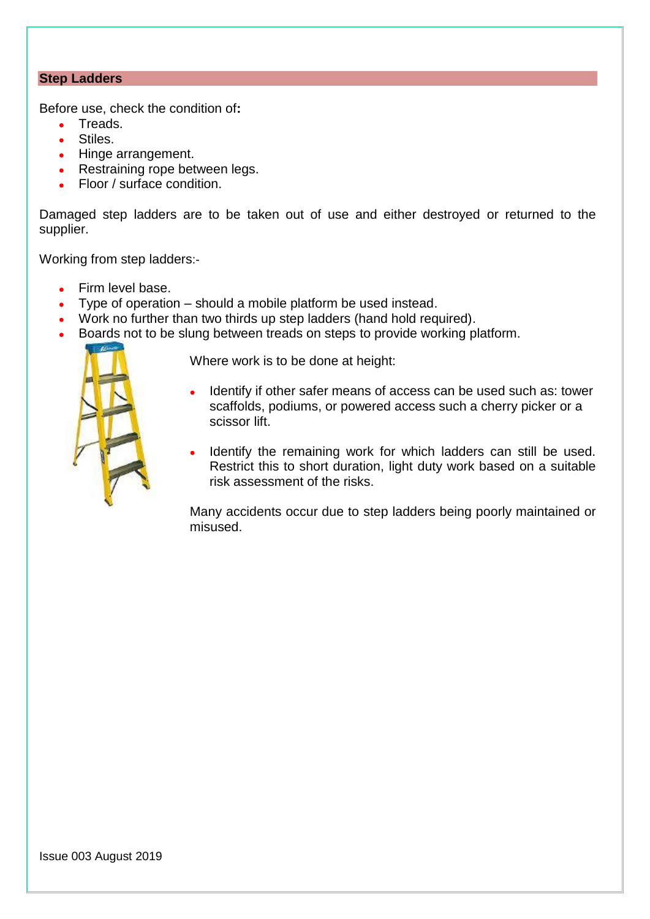## Step Ladders

Before use, check the condition of**:**

- Treads.
- Stiles.
- Hinge arrangement.
- Restraining rope between legs.
- Floor / surface condition.

Damaged step ladders are to be taken out of use and either destroyed or returned to the supplier.

Working from step ladders:-

- Firm level base.
- Type of operation – should a mobile platform be used instead.
- Work no further than two thirds up step ladders (hand hold required).
- Boards not to be slung between treads on steps to provide working platform.

Where work is to be done at height:

- Identify if other safer means of access can be used such as: tower scaffolds, podiums, or powered access such a cherry picker or a scissor lift.
- Identify the remaining work for which ladders can still be used. Restrict this to short duration, light duty work based on a suitable risk assessment of the risks.

Many accidents occur due to step ladders being poorly maintained or misused.

Issue 003 August 2019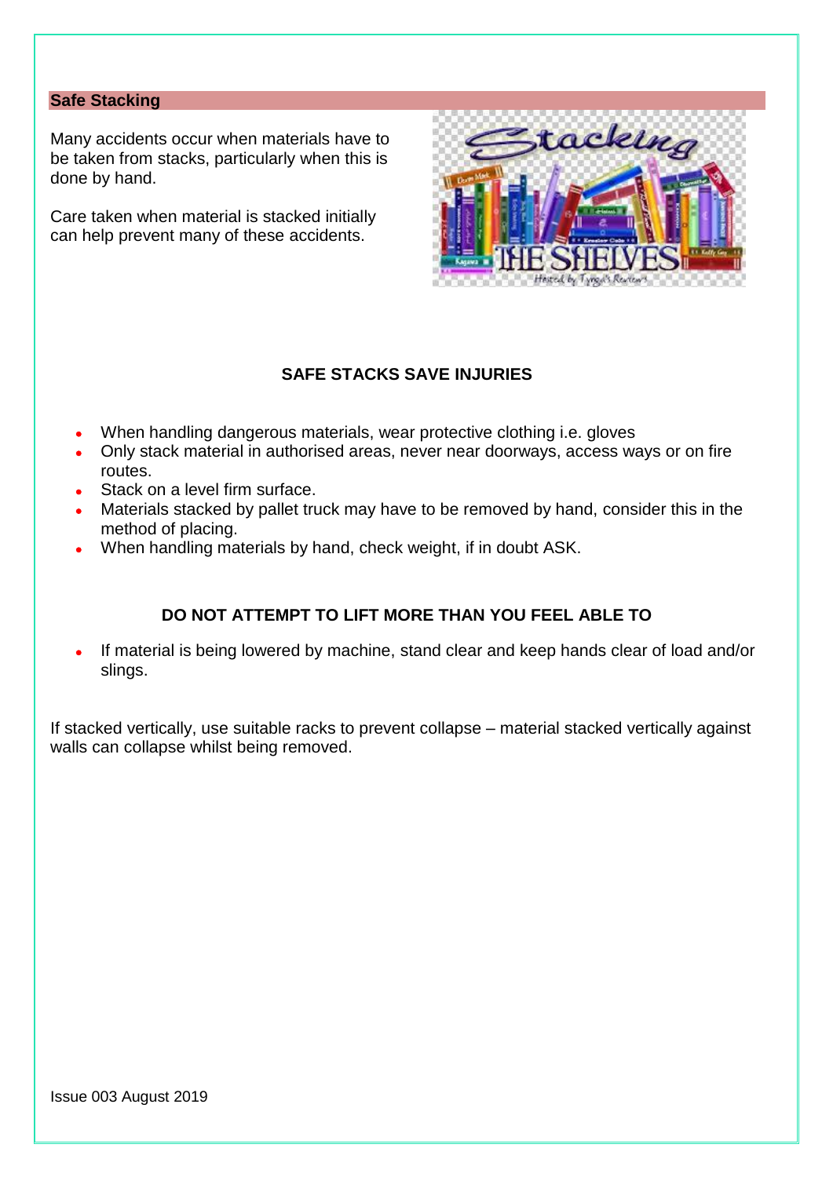## Safe Stacking

Many accidents occur when materials have to be taken from stacks, particularly when this is done by hand.

Care taken when material is stacked initially can help prevent many of these accidents.

**SAFE STACKS SAVE INJURIES**

- When handling dangerous materials, wear protective clothing i.e. gloves
- Only stack material in authorised areas, never near doorways, access ways or on fire routes.
- Stack on a level firm surface.
- Materials stacked by pallet truck may have to be removed by hand, consider this in the method of placing.
- When handling materials by hand, check weight, if in doubt ASK.

**DO NOT ATTEMPT TO LIFT MORE THAN YOU FEEL ABLE TO**

- If material is being lowered by machine, stand clear and keep hands clear of load and/or slings.

If stacked vertically, use suitable racks to prevent collapse – material stacked vertically against walls can collapse whilst being removed.

Issue 003 August 2019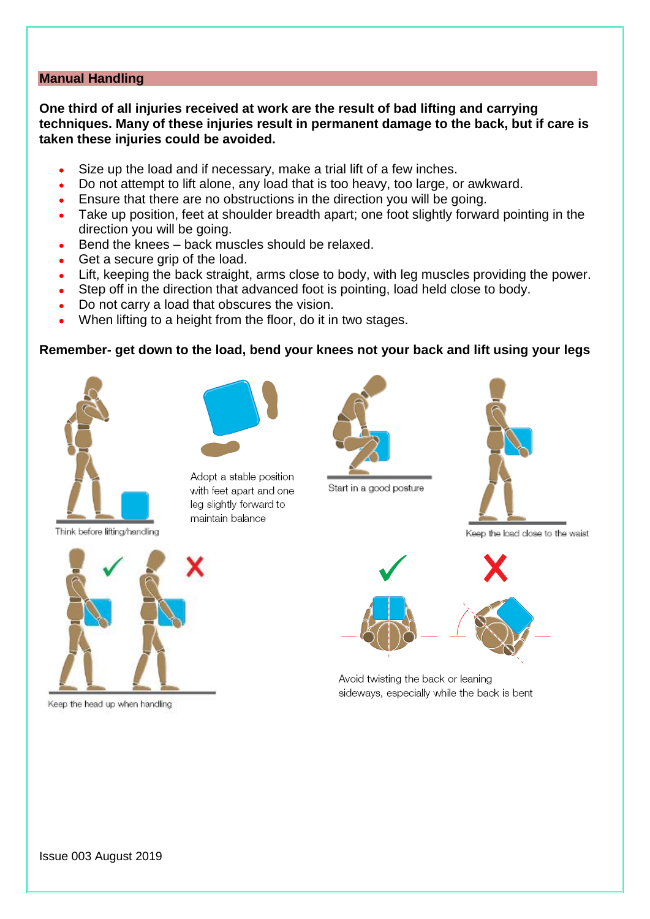## Manual Handling

**One third of all injuries received at work are the result of bad lifting and carrying techniques. Many of these injuries result in permanent damage to the back, but if care is taken these injuries could be avoided.**

- Size up the load and if necessary, make a trial lift of a few inches.
- Do not attempt to lift alone, any load that is too heavy, too large, or awkward.
- Ensure that there are no obstructions in the direction you will be going.
- Take up position, feet at shoulder breadth apart; one foot slightly forward pointing in the direction you will be going.
- Bend the knees – back muscles should be relaxed.
- Get a secure grip of the load.
- Lift, keeping the back straight, arms close to body, with leg muscles providing the power.
- Step off in the direction that advanced foot is pointing, load held close to body.
- Do not carry a load that obscures the vision.
- When lifting to a height from the floor, do it in two stages.

**Remember- get down to the load, bend your knees not your back and lift using your legs**

Think before lifting/handling

Adopt a stable position with feet apart and one leg slightly forward to maintain balance

Start in a good posture

Keep the load close to the waist

Keep the head up when handling

Avoid twisting the back or leaning sideways, especially while the back is bent

Issue 003 August 2019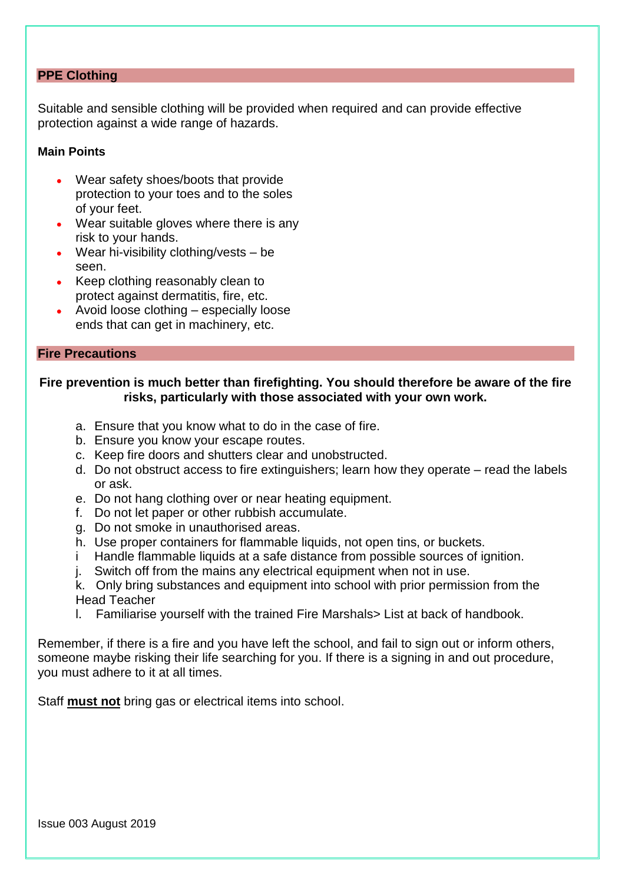## PPE Clothing

Suitable and sensible clothing will be provided when required and can provide effective protection against a wide range of hazards.

**Main Points**

- Wear safety shoes/boots that provide protection to your toes and to the soles of your feet.
- Wear suitable gloves where there is any risk to your hands.
- Wear hi-visibility clothing/vests – be seen.
- Keep clothing reasonably clean to protect against dermatitis, fire, etc.
- Avoid loose clothing – especially loose ends that can get in machinery, etc.

## Fire Precautions

**Fire prevention is much better than firefighting. You should therefore be aware of the fire risks, particularly with those associated with your own work.**

a. Ensure that you know what to do in the case of fire.
b. Ensure you know your escape routes.
c. Keep fire doors and shutters clear and unobstructed.
d. Do not obstruct access to fire extinguishers; learn how they operate – read the labels or ask.
e. Do not hang clothing over or near heating equipment.
f. Do not let paper or other rubbish accumulate.
g. Do not smoke in unauthorised areas.
h. Use proper containers for flammable liquids, not open tins, or buckets.
i Handle flammable liquids at a safe distance from possible sources of ignition.
j. Switch off from the mains any electrical equipment when not in use.
k. Only bring substances and equipment into school with prior permission from the Head Teacher
l. Familiarise yourself with the trained Fire Marshals> List at back of handbook.

Remember, if there is a fire and you have left the school, and fail to sign out or inform others, someone maybe risking their life searching for you. If there is a signing in and out procedure, you must adhere to it at all times.

Staff **must not** bring gas or electrical items into school.

Issue 003 August 2019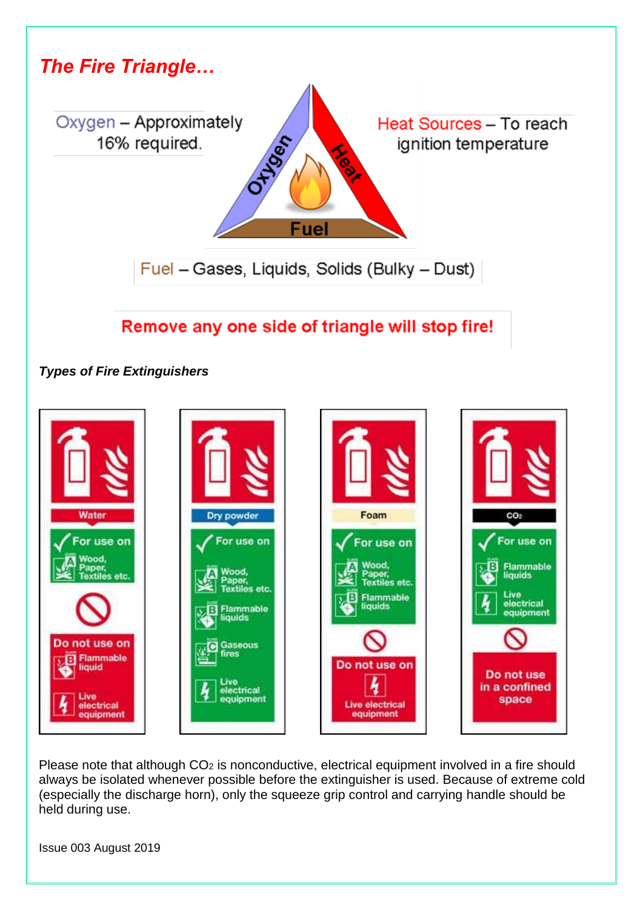## *The Fire Triangle…*

Oxygen – Approximately 16% required.

Heat Sources – To reach ignition temperature

Fuel – Gases, Liquids, Solids (Bulky – Dust)

**Remove any one side of triangle will stop fire!**

***Types of Fire Extinguishers***

| Water | Dry powder | Foam | $CO_2$ |
|---|---|---|---|
| **For use on:** Class A – Wood, Paper, Textiles etc. | **For use on:** Class A – Wood, Paper, Textiles etc.; Class B – Flammable liquids; Class C – Gaseous fires; Live electrical equipment | **For use on:** Class A – Wood, Paper, Textiles etc.; Class B – Flammable liquids | **For use on:** Class B – Flammable liquids; Live electrical equipment |
| **Do not use on:** Class B – Flammable liquid; Live electrical equipment | | **Do not use on:** Live electrical equipment | **Do not use in a confined space** |

Please note that although $CO_2$ is nonconductive, electrical equipment involved in a fire should always be isolated whenever possible before the extinguisher is used. Because of extreme cold (especially the discharge horn), only the squeeze grip control and carrying handle should be held during use.

Issue 003 August 2019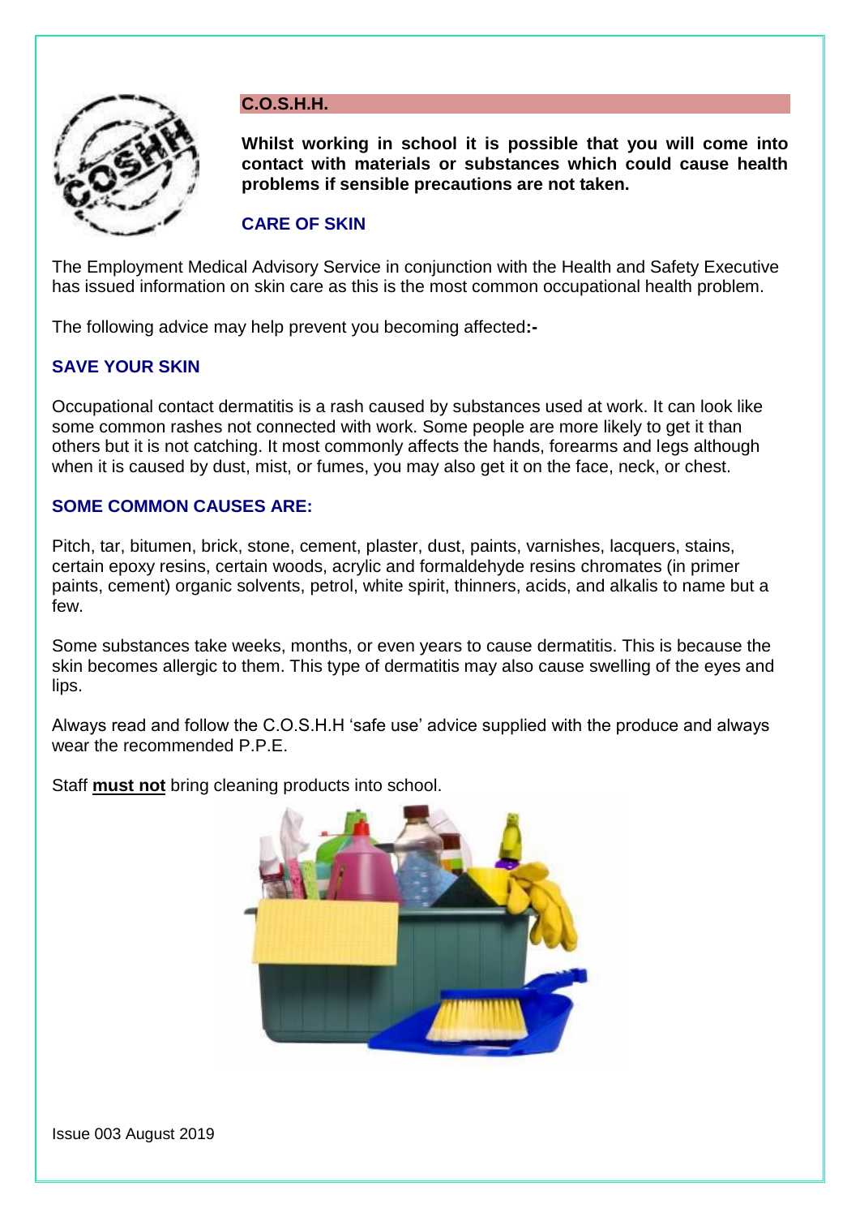## C.O.S.H.H.

**Whilst working in school it is possible that you will come into contact with materials or substances which could cause health problems if sensible precautions are not taken.**

### CARE OF SKIN

The Employment Medical Advisory Service in conjunction with the Health and Safety Executive has issued information on skin care as this is the most common occupational health problem.

The following advice may help prevent you becoming affected**:-**

### SAVE YOUR SKIN

Occupational contact dermatitis is a rash caused by substances used at work. It can look like some common rashes not connected with work. Some people are more likely to get it than others but it is not catching. It most commonly affects the hands, forearms and legs although when it is caused by dust, mist, or fumes, you may also get it on the face, neck, or chest.

### SOME COMMON CAUSES ARE:

Pitch, tar, bitumen, brick, stone, cement, plaster, dust, paints, varnishes, lacquers, stains, certain epoxy resins, certain woods, acrylic and formaldehyde resins chromates (in primer paints, cement) organic solvents, petrol, white spirit, thinners, acids, and alkalis to name but a few.

Some substances take weeks, months, or even years to cause dermatitis. This is because the skin becomes allergic to them. This type of dermatitis may also cause swelling of the eyes and lips.

Always read and follow the C.O.S.H.H 'safe use' advice supplied with the produce and always wear the recommended P.P.E.

Staff **<u>must not</u>** bring cleaning products into school.

Issue 003 August 2019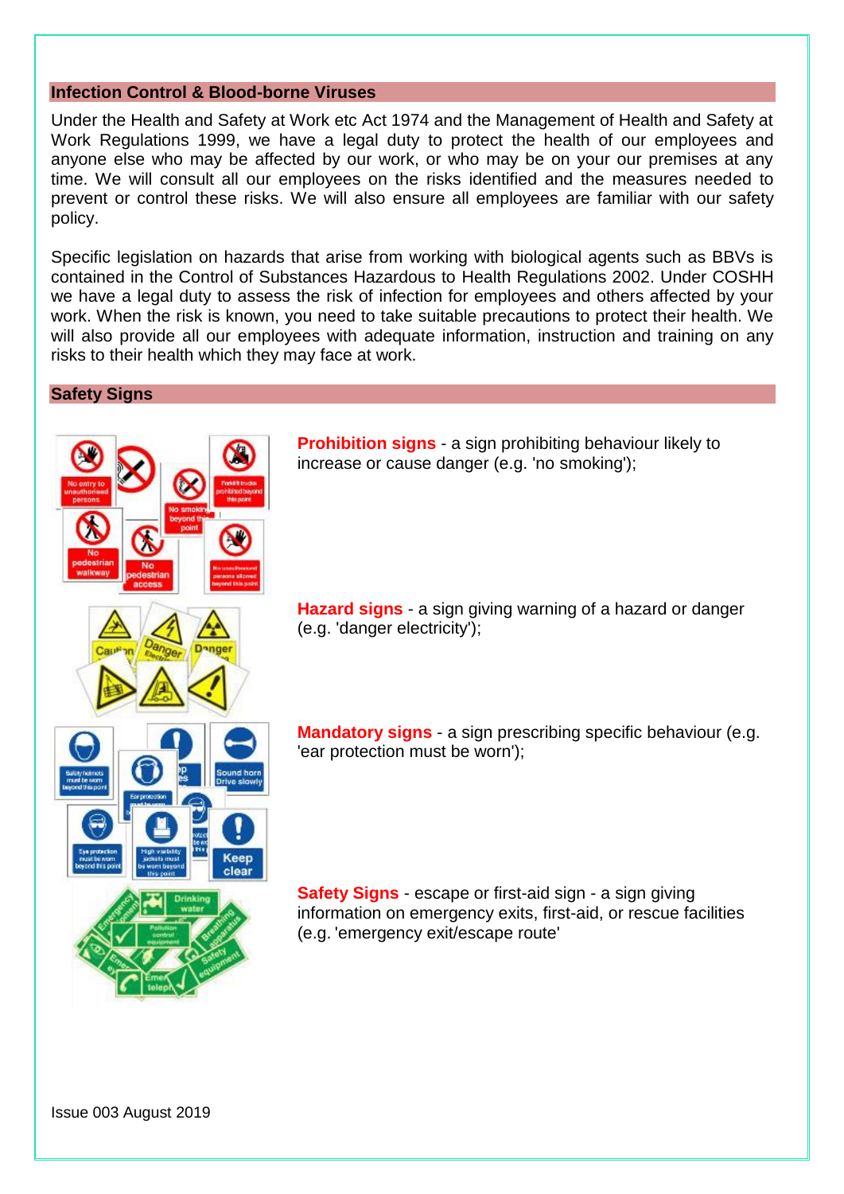## Infection Control & Blood-borne Viruses

Under the Health and Safety at Work etc Act 1974 and the Management of Health and Safety at Work Regulations 1999, we have a legal duty to protect the health of our employees and anyone else who may be affected by our work, or who may be on your our premises at any time. We will consult all our employees on the risks identified and the measures needed to prevent or control these risks. We will also ensure all employees are familiar with our safety policy.

Specific legislation on hazards that arise from working with biological agents such as BBVs is contained in the Control of Substances Hazardous to Health Regulations 2002. Under COSHH we have a legal duty to assess the risk of infection for employees and others affected by your work. When the risk is known, you need to take suitable precautions to protect their health. We will also provide all our employees with adequate information, instruction and training on any risks to their health which they may face at work.

## Safety Signs

**Prohibition signs** - a sign prohibiting behaviour likely to increase or cause danger (e.g. 'no smoking');

**Hazard signs** - a sign giving warning of a hazard or danger (e.g. 'danger electricity');

**Mandatory signs** - a sign prescribing specific behaviour (e.g. 'ear protection must be worn');

**Safety Signs** - escape or first-aid sign - a sign giving information on emergency exits, first-aid, or rescue facilities (e.g. 'emergency exit/escape route'

Issue 003 August 2019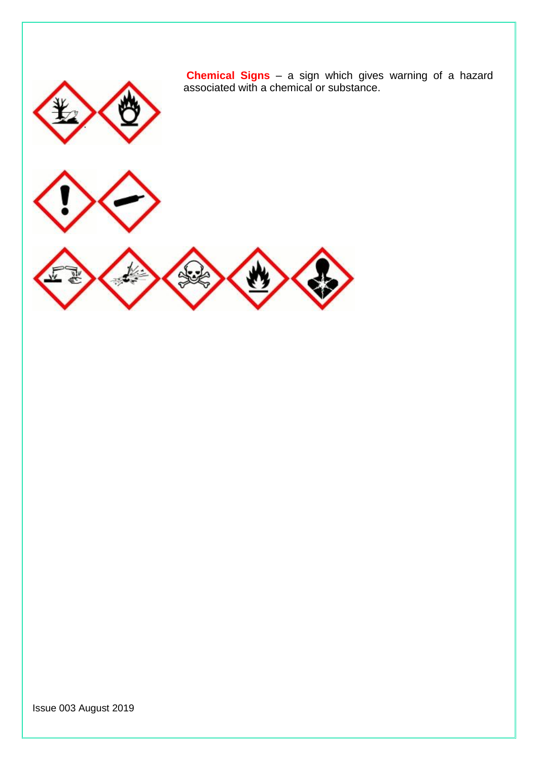**Chemical Signs** – a sign which gives warning of a hazard associated with a chemical or substance.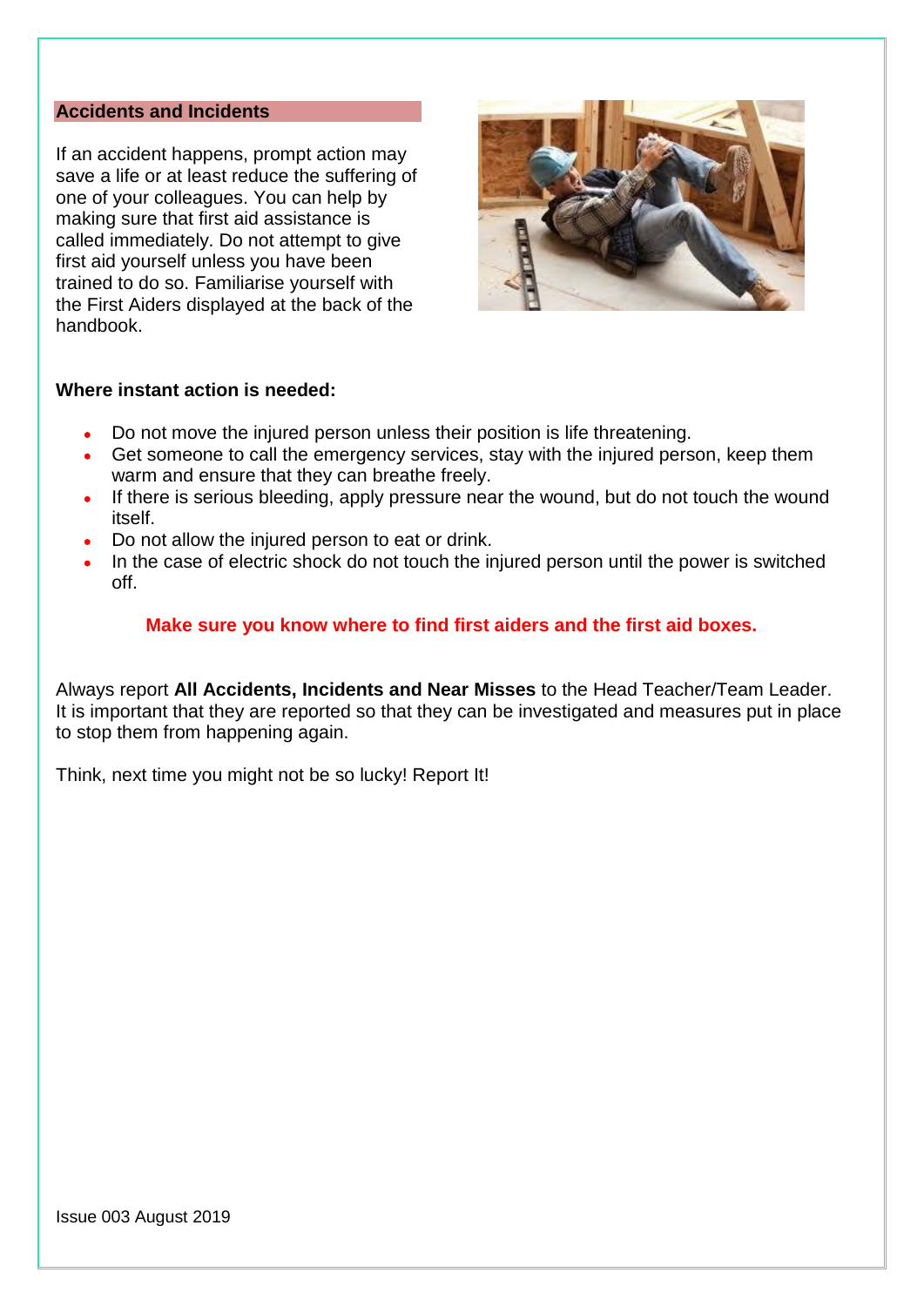## Accidents and Incidents

If an accident happens, prompt action may save a life or at least reduce the suffering of one of your colleagues. You can help by making sure that first aid assistance is called immediately. Do not attempt to give first aid yourself unless you have been trained to do so. Familiarise yourself with the First Aiders displayed at the back of the handbook.

**Where instant action is needed:**

- Do not move the injured person unless their position is life threatening.
- Get someone to call the emergency services, stay with the injured person, keep them warm and ensure that they can breathe freely.
- If there is serious bleeding, apply pressure near the wound, but do not touch the wound itself.
- Do not allow the injured person to eat or drink.
- In the case of electric shock do not touch the injured person until the power is switched off.

**Make sure you know where to find first aiders and the first aid boxes.**

Always report **All Accidents, Incidents and Near Misses** to the Head Teacher/Team Leader. It is important that they are reported so that they can be investigated and measures put in place to stop them from happening again.

Think, next time you might not be so lucky! Report It!

Issue 003 August 2019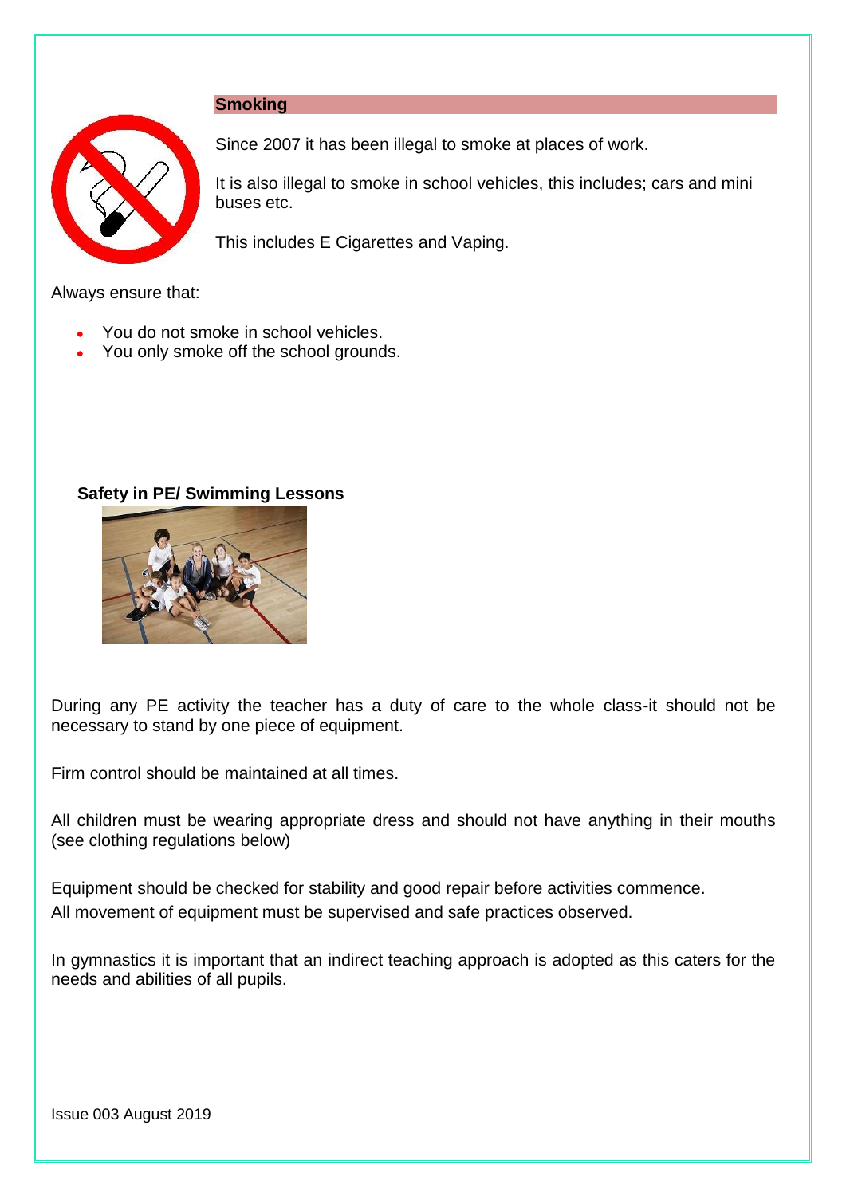## Smoking

Since 2007 it has been illegal to smoke at places of work.

It is also illegal to smoke in school vehicles, this includes; cars and mini buses etc.

This includes E Cigarettes and Vaping.

Always ensure that:

- You do not smoke in school vehicles.
- You only smoke off the school grounds.

## Safety in PE/ Swimming Lessons

During any PE activity the teacher has a duty of care to the whole class-it should not be necessary to stand by one piece of equipment.

Firm control should be maintained at all times.

All children must be wearing appropriate dress and should not have anything in their mouths (see clothing regulations below)

Equipment should be checked for stability and good repair before activities commence.
All movement of equipment must be supervised and safe practices observed.

In gymnastics it is important that an indirect teaching approach is adopted as this caters for the needs and abilities of all pupils.

Issue 003 August 2019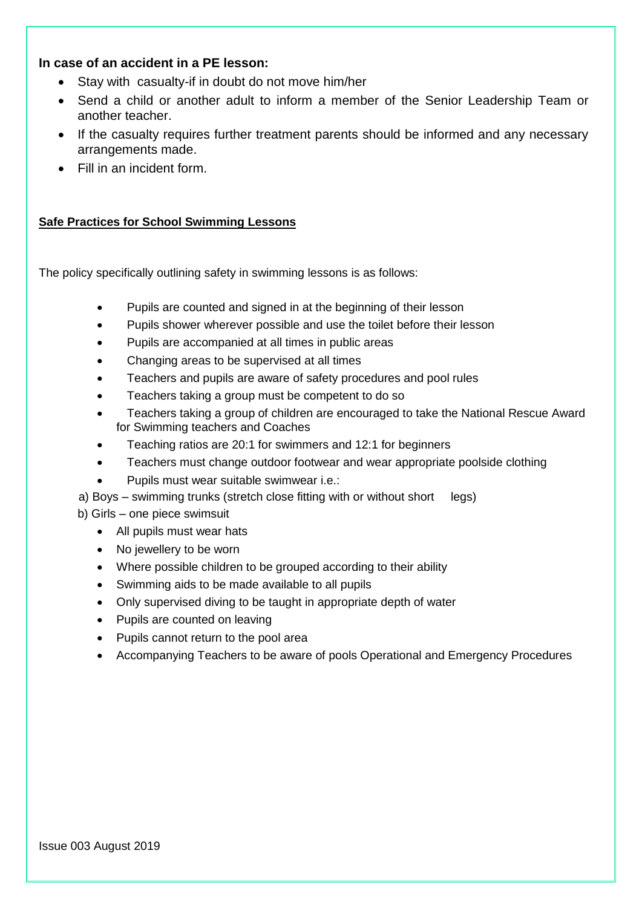**In case of an accident in a PE lesson:**

- Stay with casualty-if in doubt do not move him/her
- Send a child or another adult to inform a member of the Senior Leadership Team or another teacher.
- If the casualty requires further treatment parents should be informed and any necessary arrangements made.
- Fill in an incident form.

**Safe Practices for School Swimming Lessons**

The policy specifically outlining safety in swimming lessons is as follows:

- Pupils are counted and signed in at the beginning of their lesson
- Pupils shower wherever possible and use the toilet before their lesson
- Pupils are accompanied at all times in public areas
- Changing areas to be supervised at all times
- Teachers and pupils are aware of safety procedures and pool rules
- Teachers taking a group must be competent to do so
- Teachers taking a group of children are encouraged to take the National Rescue Award for Swimming teachers and Coaches
- Teaching ratios are 20:1 for swimmers and 12:1 for beginners
- Teachers must change outdoor footwear and wear appropriate poolside clothing
- Pupils must wear suitable swimwear i.e.:

a) Boys – swimming trunks (stretch close fitting with or without short legs)

b) Girls – one piece swimsuit

- All pupils must wear hats
- No jewellery to be worn
- Where possible children to be grouped according to their ability
- Swimming aids to be made available to all pupils
- Only supervised diving to be taught in appropriate depth of water
- Pupils are counted on leaving
- Pupils cannot return to the pool area
- Accompanying Teachers to be aware of pools Operational and Emergency Procedures

Issue 003 August 2019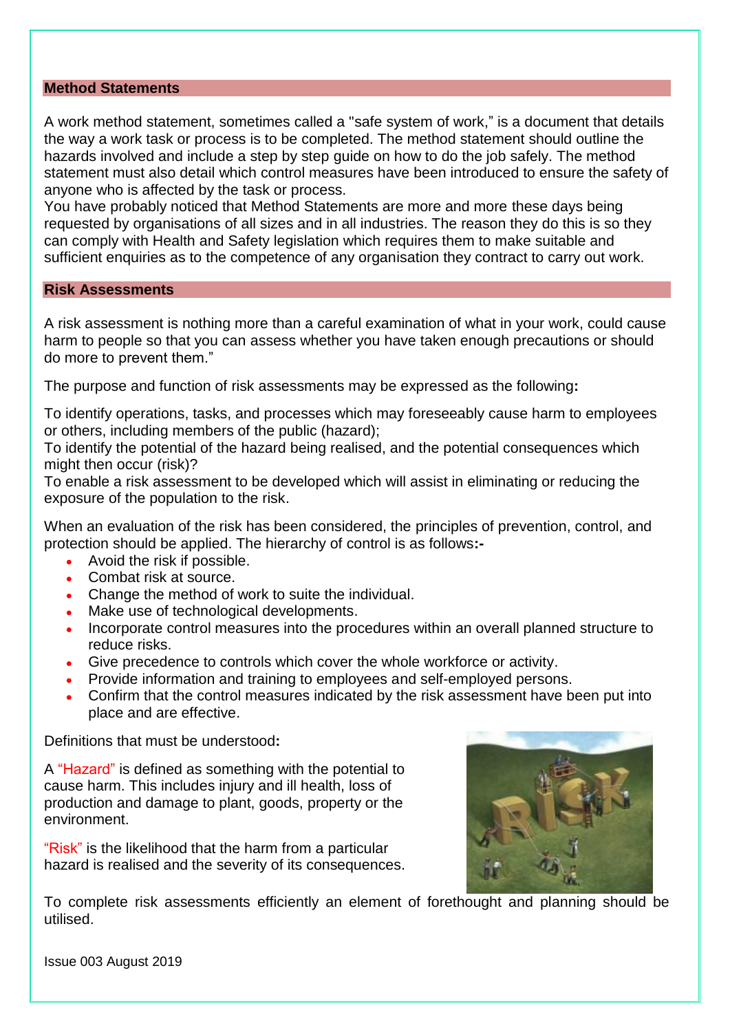## Method Statements

A work method statement, sometimes called a "safe system of work," is a document that details the way a work task or process is to be completed. The method statement should outline the hazards involved and include a step by step guide on how to do the job safely. The method statement must also detail which control measures have been introduced to ensure the safety of anyone who is affected by the task or process.
You have probably noticed that Method Statements are more and more these days being requested by organisations of all sizes and in all industries. The reason they do this is so they can comply with Health and Safety legislation which requires them to make suitable and sufficient enquiries as to the competence of any organisation they contract to carry out work.

## Risk Assessments

A risk assessment is nothing more than a careful examination of what in your work, could cause harm to people so that you can assess whether you have taken enough precautions or should do more to prevent them."

The purpose and function of risk assessments may be expressed as the following**:**

To identify operations, tasks, and processes which may foreseeably cause harm to employees or others, including members of the public (hazard);
To identify the potential of the hazard being realised, and the potential consequences which might then occur (risk)?
To enable a risk assessment to be developed which will assist in eliminating or reducing the exposure of the population to the risk.

When an evaluation of the risk has been considered, the principles of prevention, control, and protection should be applied. The hierarchy of control is as follows**:-**

- Avoid the risk if possible.
- Combat risk at source.
- Change the method of work to suite the individual.
- Make use of technological developments.
- Incorporate control measures into the procedures within an overall planned structure to reduce risks.
- Give precedence to controls which cover the whole workforce or activity.
- Provide information and training to employees and self-employed persons.
- Confirm that the control measures indicated by the risk assessment have been put into place and are effective.

Definitions that must be understood**:**

A "Hazard" is defined as something with the potential to cause harm. This includes injury and ill health, loss of production and damage to plant, goods, property or the environment.

"Risk" is the likelihood that the harm from a particular hazard is realised and the severity of its consequences.

To complete risk assessments efficiently an element of forethought and planning should be utilised.

Issue 003 August 2019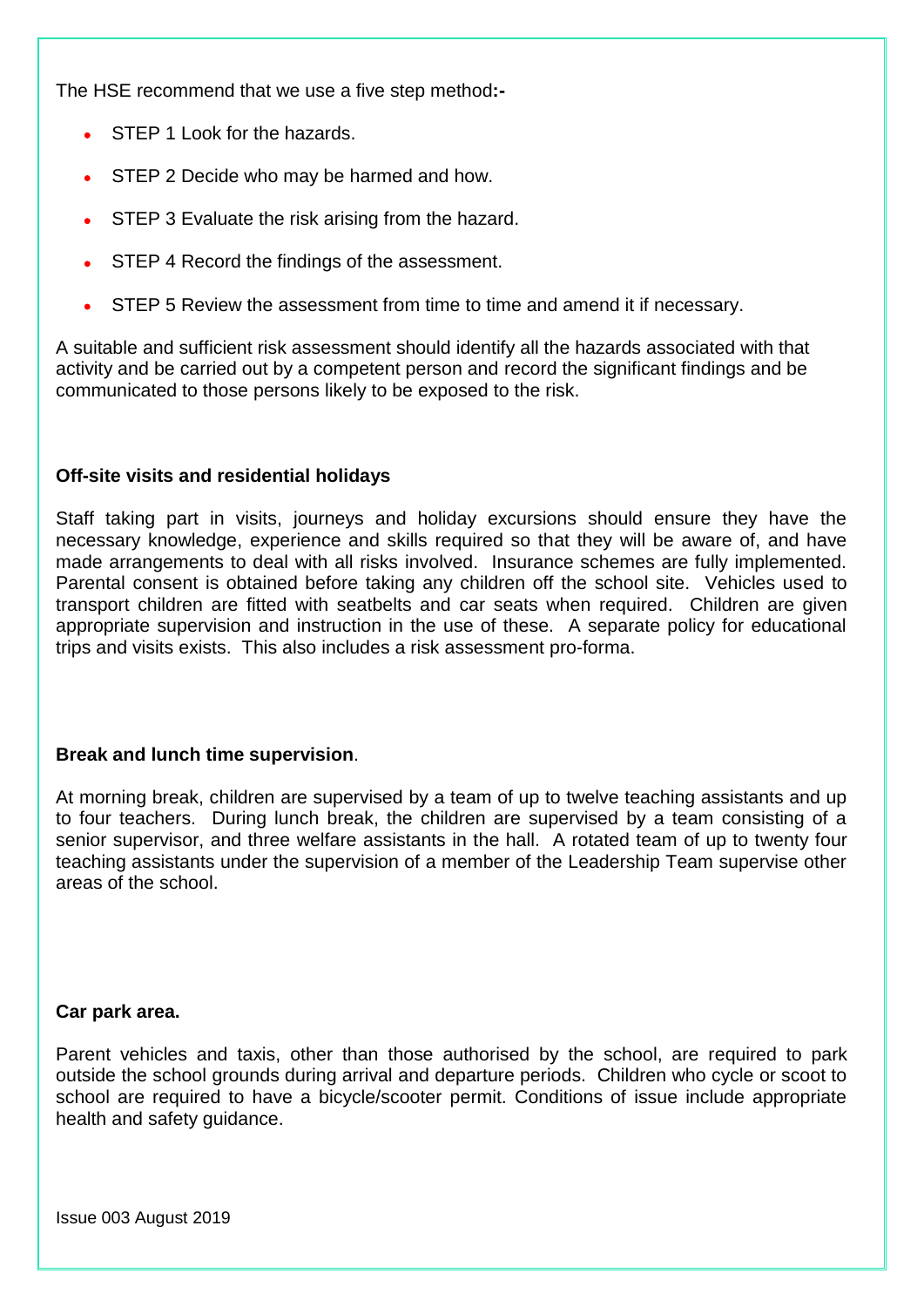The HSE recommend that we use a five step method**:-**

- STEP 1 Look for the hazards.
- STEP 2 Decide who may be harmed and how.
- STEP 3 Evaluate the risk arising from the hazard.
- STEP 4 Record the findings of the assessment.
- STEP 5 Review the assessment from time to time and amend it if necessary.

A suitable and sufficient risk assessment should identify all the hazards associated with that activity and be carried out by a competent person and record the significant findings and be communicated to those persons likely to be exposed to the risk.

**Off-site visits and residential holidays**

Staff taking part in visits, journeys and holiday excursions should ensure they have the necessary knowledge, experience and skills required so that they will be aware of, and have made arrangements to deal with all risks involved. Insurance schemes are fully implemented. Parental consent is obtained before taking any children off the school site. Vehicles used to transport children are fitted with seatbelts and car seats when required. Children are given appropriate supervision and instruction in the use of these. A separate policy for educational trips and visits exists. This also includes a risk assessment pro-forma.

**Break and lunch time supervision**.

At morning break, children are supervised by a team of up to twelve teaching assistants and up to four teachers. During lunch break, the children are supervised by a team consisting of a senior supervisor, and three welfare assistants in the hall. A rotated team of up to twenty four teaching assistants under the supervision of a member of the Leadership Team supervise other areas of the school.

**Car park area.**

Parent vehicles and taxis, other than those authorised by the school, are required to park outside the school grounds during arrival and departure periods. Children who cycle or scoot to school are required to have a bicycle/scooter permit. Conditions of issue include appropriate health and safety guidance.

Issue 003 August 2019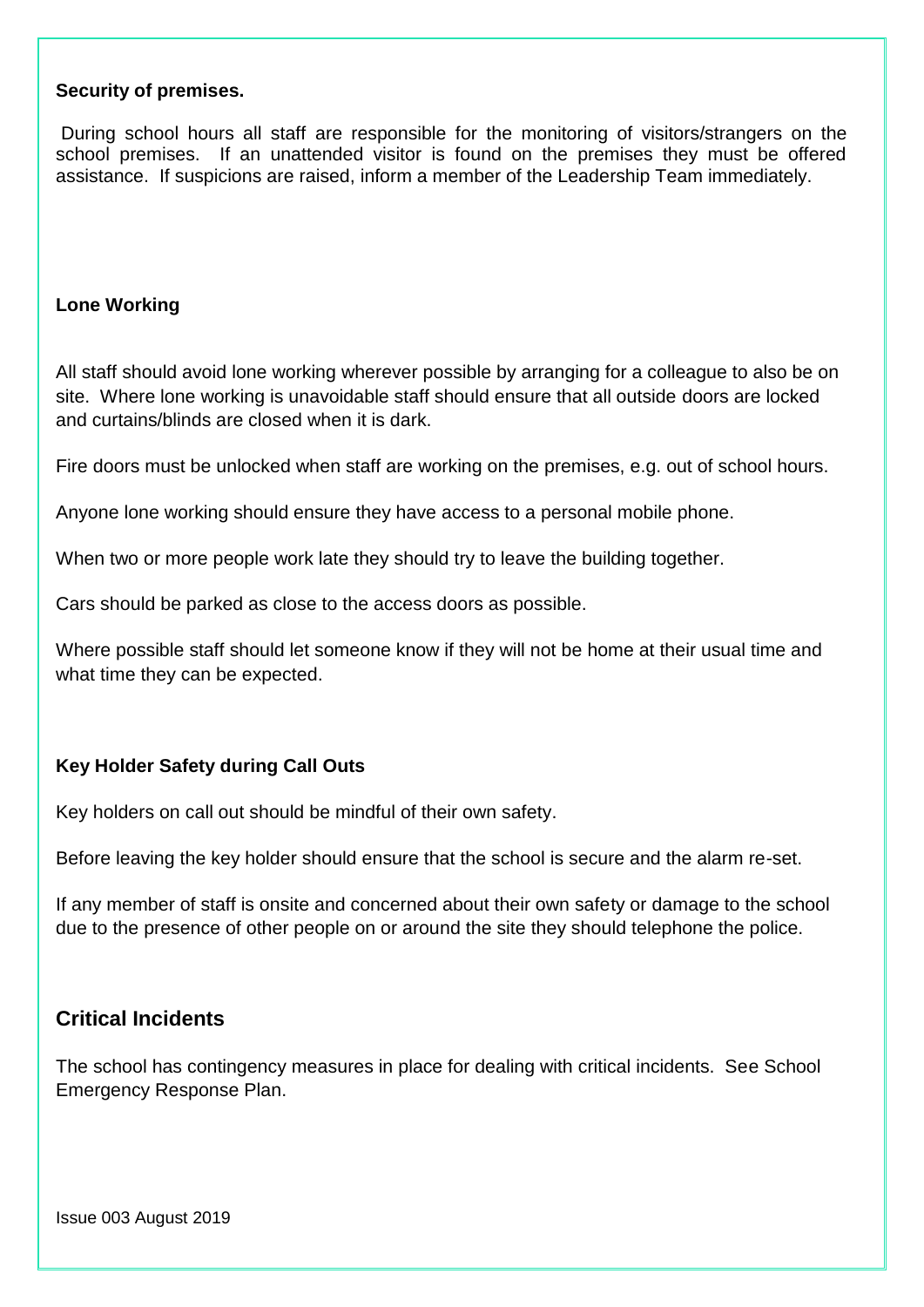**Security of premises.**

During school hours all staff are responsible for the monitoring of visitors/strangers on the school premises. If an unattended visitor is found on the premises they must be offered assistance. If suspicions are raised, inform a member of the Leadership Team immediately.

**Lone Working**

All staff should avoid lone working wherever possible by arranging for a colleague to also be on site. Where lone working is unavoidable staff should ensure that all outside doors are locked and curtains/blinds are closed when it is dark.

Fire doors must be unlocked when staff are working on the premises, e.g. out of school hours.

Anyone lone working should ensure they have access to a personal mobile phone.

When two or more people work late they should try to leave the building together.

Cars should be parked as close to the access doors as possible.

Where possible staff should let someone know if they will not be home at their usual time and what time they can be expected.

**Key Holder Safety during Call Outs**

Key holders on call out should be mindful of their own safety.

Before leaving the key holder should ensure that the school is secure and the alarm re-set.

If any member of staff is onsite and concerned about their own safety or damage to the school due to the presence of other people on or around the site they should telephone the police.

## Critical Incidents

The school has contingency measures in place for dealing with critical incidents. See School Emergency Response Plan.

Issue 003 August 2019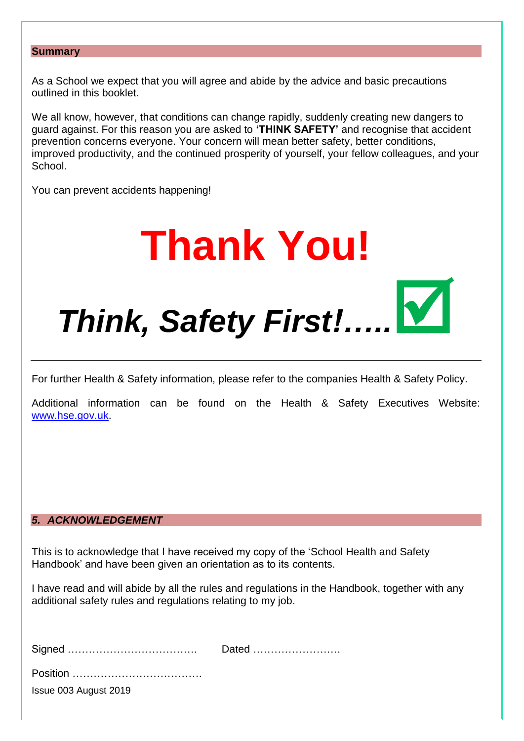## Summary

As a School we expect that you will agree and abide by the advice and basic precautions outlined in this booklet.

We all know, however, that conditions can change rapidly, suddenly creating new dangers to guard against. For this reason you are asked to **'THINK SAFETY'** and recognise that accident prevention concerns everyone. Your concern will mean better safety, better conditions, improved productivity, and the continued prosperity of yourself, your fellow colleagues, and your School.

You can prevent accidents happening!

# Thank You!

# *Think, Safety First!.....* ☑

---

For further Health & Safety information, please refer to the companies Health & Safety Policy.

Additional information can be found on the Health & Safety Executives Website: [www.hse.gov.uk](http://www.hse.gov.uk).

## *5. ACKNOWLEDGEMENT*

This is to acknowledge that I have received my copy of the 'School Health and Safety Handbook' and have been given an orientation as to its contents.

I have read and will abide by all the rules and regulations in the Handbook, together with any additional safety rules and regulations relating to my job.

Signed ………………………………  Dated ……………………

Position ………………………………

Issue 003 August 2019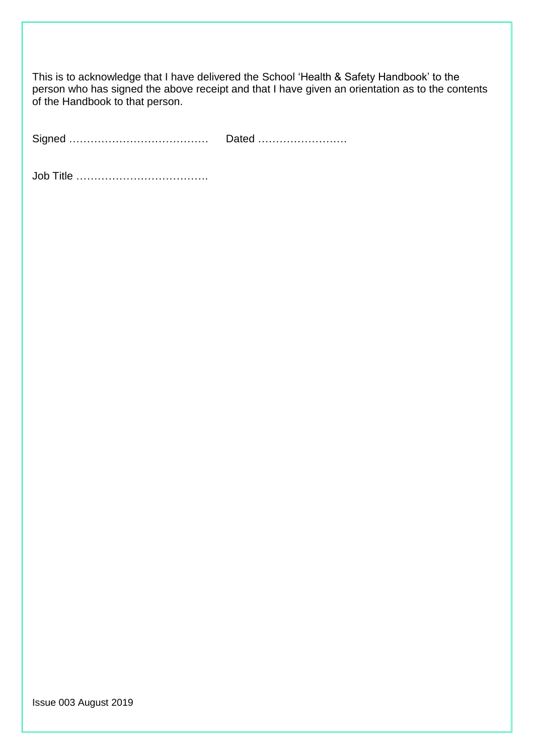This is to acknowledge that I have delivered the School 'Health & Safety Handbook' to the person who has signed the above receipt and that I have given an orientation as to the contents of the Handbook to that person.

Signed …………………………………   Dated …………………….

Job Title ……………………………….

Issue 003 August 2019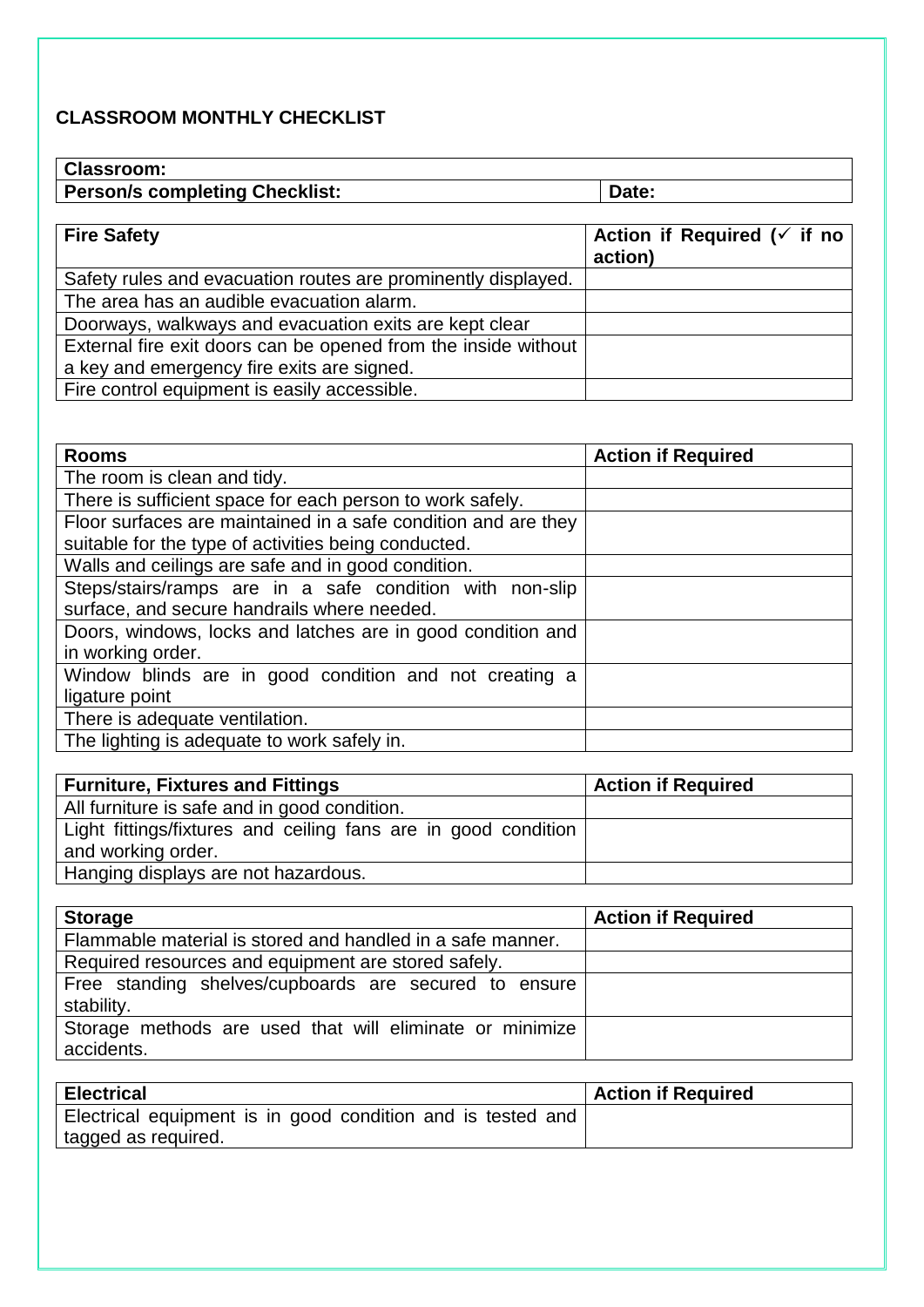## CLASSROOM MONTHLY CHECKLIST

| **Classroom:** | |
|---|---|
| **Person/s completing Checklist:** | **Date:** |

| **Fire Safety** | **Action if Required (✓ if no action)** |
|---|---|
| Safety rules and evacuation routes are prominently displayed. | |
| The area has an audible evacuation alarm. | |
| Doorways, walkways and evacuation exits are kept clear | |
| External fire exit doors can be opened from the inside without a key and emergency fire exits are signed. | |
| Fire control equipment is easily accessible. | |

| **Rooms** | **Action if Required** |
|---|---|
| The room is clean and tidy. | |
| There is sufficient space for each person to work safely. | |
| Floor surfaces are maintained in a safe condition and are they suitable for the type of activities being conducted. | |
| Walls and ceilings are safe and in good condition. | |
| Steps/stairs/ramps are in a safe condition with non-slip surface, and secure handrails where needed. | |
| Doors, windows, locks and latches are in good condition and in working order. | |
| Window blinds are in good condition and not creating a ligature point | |
| There is adequate ventilation. | |
| The lighting is adequate to work safely in. | |

| **Furniture, Fixtures and Fittings** | **Action if Required** |
|---|---|
| All furniture is safe and in good condition. | |
| Light fittings/fixtures and ceiling fans are in good condition and working order. | |
| Hanging displays are not hazardous. | |

| **Storage** | **Action if Required** |
|---|---|
| Flammable material is stored and handled in a safe manner. | |
| Required resources and equipment are stored safely. | |
| Free standing shelves/cupboards are secured to ensure stability. | |
| Storage methods are used that will eliminate or minimize accidents. | |

| **Electrical** | **Action if Required** |
|---|---|
| Electrical equipment is in good condition and is tested and tagged as required. | |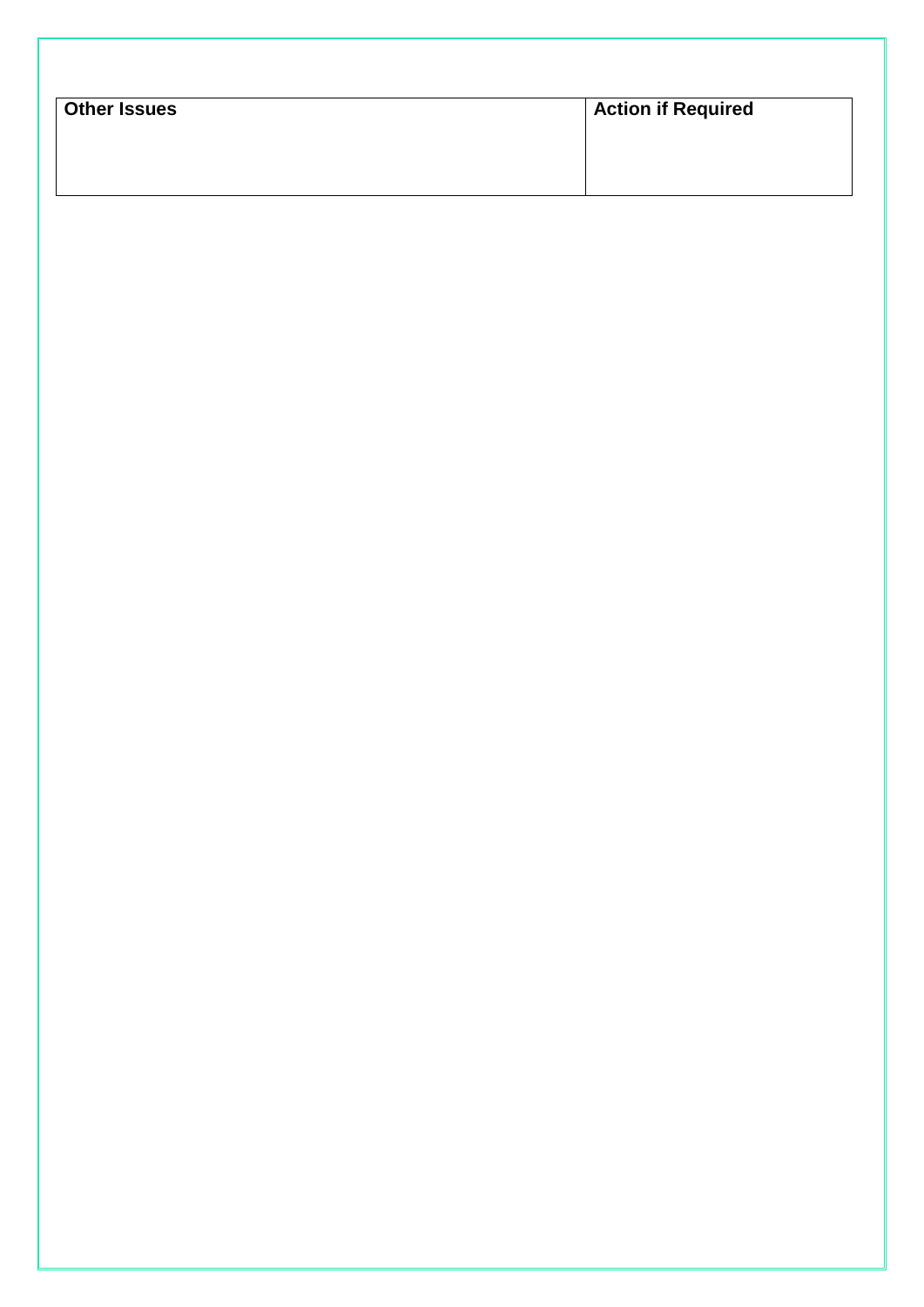| Other Issues | Action if Required |
| --- | --- |
| | |